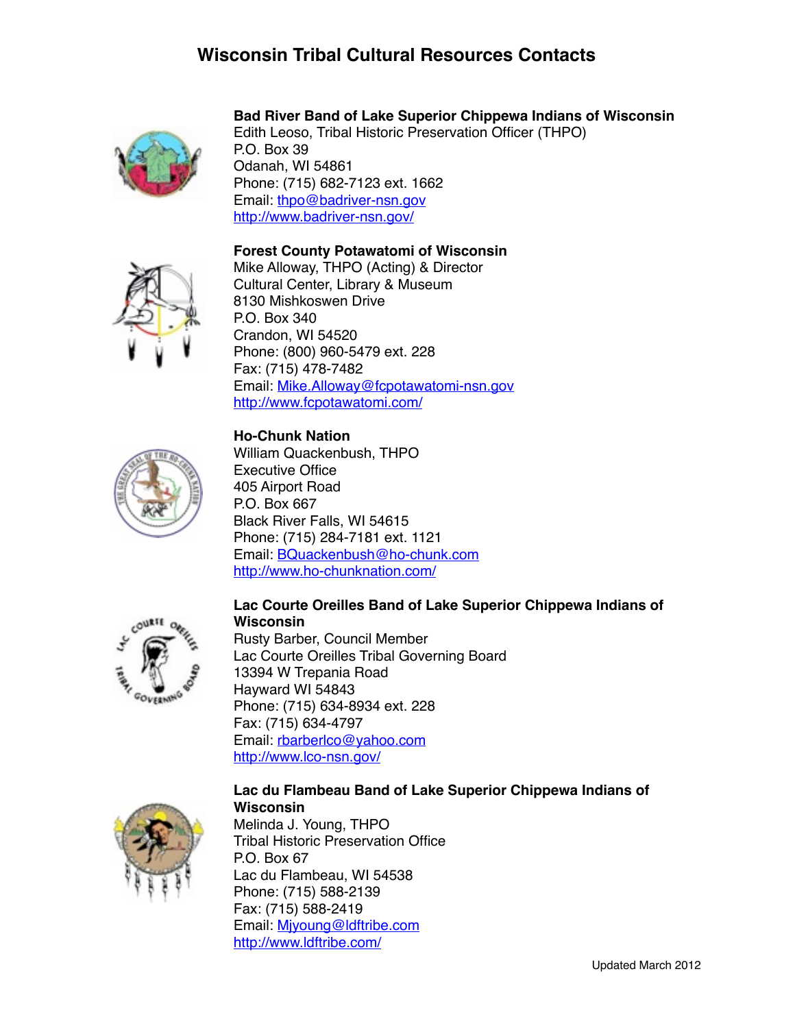# Wisconsin Tribal Cultural Resources Contacts

**Bad River Band of Lake Superior Chippewa Indians of Wisconsin**
Edith Leoso, Tribal Historic Preservation Officer (THPO)
P.O. Box 39
Odanah, WI 54861
Phone: (715) 682-7123 ext. 1662
Email: thpo@badriver-nsn.gov
http://www.badriver-nsn.gov/

**Forest County Potawatomi of Wisconsin**
Mike Alloway, THPO (Acting) & Director
Cultural Center, Library & Museum
8130 Mishkoswen Drive
P.O. Box 340
Crandon, WI 54520
Phone: (800) 960-5479 ext. 228
Fax: (715) 478-7482
Email: Mike.Alloway@fcpotawatomi-nsn.gov
http://www.fcpotawatomi.com/

**Ho-Chunk Nation**
William Quackenbush, THPO
Executive Office
405 Airport Road
P.O. Box 667
Black River Falls, WI 54615
Phone: (715) 284-7181 ext. 1121
Email: BQuackenbush@ho-chunk.com
http://www.ho-chunknation.com/

**Lac Courte Oreilles Band of Lake Superior Chippewa Indians of Wisconsin**
Rusty Barber, Council Member
Lac Courte Oreilles Tribal Governing Board
13394 W Trepania Road
Hayward WI 54843
Phone: (715) 634-8934 ext. 228
Fax: (715) 634-4797
Email: rbarberlco@yahoo.com
http://www.lco-nsn.gov/

**Lac du Flambeau Band of Lake Superior Chippewa Indians of Wisconsin**
Melinda J. Young, THPO
Tribal Historic Preservation Office
P.O. Box 67
Lac du Flambeau, WI 54538
Phone: (715) 588-2139
Fax: (715) 588-2419
Email: Mjyoung@ldftribe.com
http://www.ldftribe.com/

Updated March 2012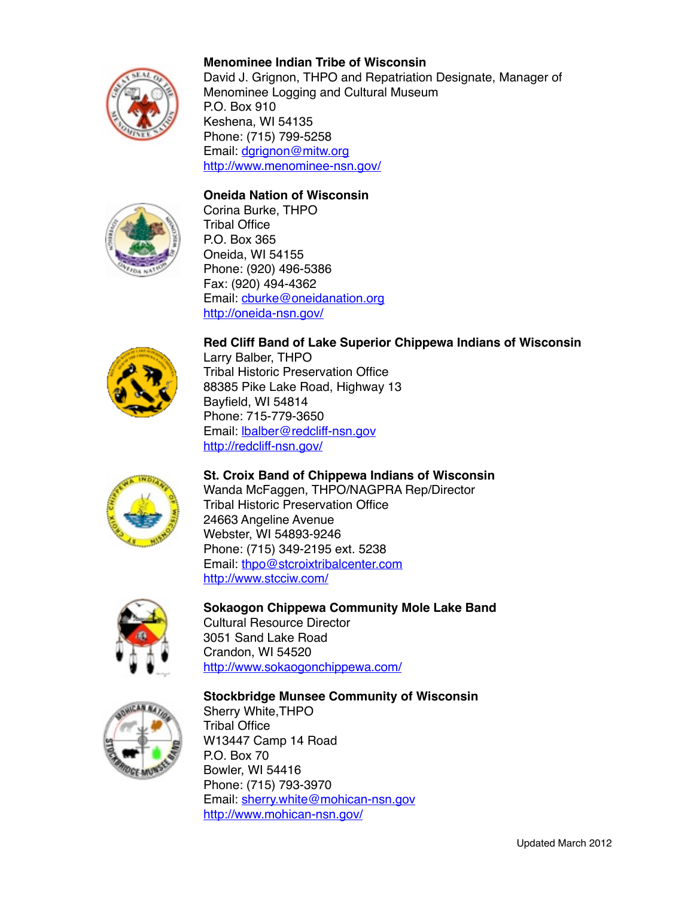**Menominee Indian Tribe of Wisconsin**
David J. Grignon, THPO and Repatriation Designate, Manager of Menominee Logging and Cultural Museum
P.O. Box 910
Keshena, WI 54135
Phone: (715) 799-5258
Email: dgrignon@mitw.org
http://www.menominee-nsn.gov/

**Oneida Nation of Wisconsin**
Corina Burke, THPO
Tribal Office
P.O. Box 365
Oneida, WI 54155
Phone: (920) 496-5386
Fax: (920) 494-4362
Email: cburke@oneidanation.org
http://oneida-nsn.gov/

**Red Cliff Band of Lake Superior Chippewa Indians of Wisconsin**
Larry Balber, THPO
Tribal Historic Preservation Office
88385 Pike Lake Road, Highway 13
Bayfield, WI 54814
Phone: 715-779-3650
Email: lbalber@redcliff-nsn.gov
http://redcliff-nsn.gov/

**St. Croix Band of Chippewa Indians of Wisconsin**
Wanda McFaggen, THPO/NAGPRA Rep/Director
Tribal Historic Preservation Office
24663 Angeline Avenue
Webster, WI 54893-9246
Phone: (715) 349-2195 ext. 5238
Email: thpo@stcroixtribalcenter.com
http://www.stcciw.com/

**Sokaogon Chippewa Community Mole Lake Band**
Cultural Resource Director
3051 Sand Lake Road
Crandon, WI 54520
http://www.sokaogonchippewa.com/

**Stockbridge Munsee Community of Wisconsin**
Sherry White,THPO
Tribal Office
W13447 Camp 14 Road
P.O. Box 70
Bowler, WI 54416
Phone: (715) 793-3970
Email: sherry.white@mohican-nsn.gov
http://www.mohican-nsn.gov/

Updated March 2012